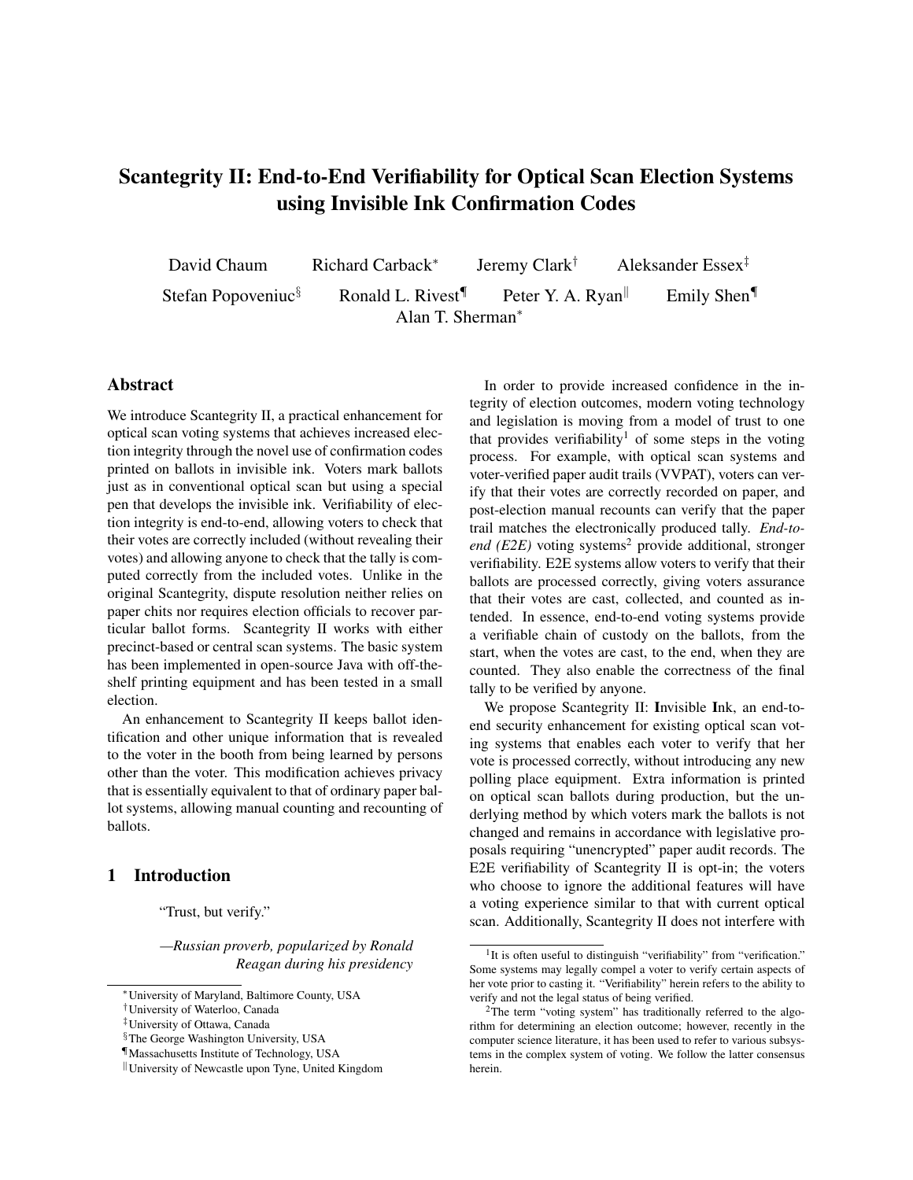# Scantegrity II: End-to-End Verifiability for Optical Scan Election Systems using Invisible Ink Confirmation Codes

David Chaum, Richard Carback[*], Jeremy Clark[†], Aleksander Essex[‡], Stefan Popoveniuc[§], Ronald L. Rivest[¶], Peter Y. A. Ryan[‖], Emily Shen[¶], Alan T. Sherman[*]

[*] University of Maryland, Baltimore County, USA
[†] University of Waterloo, Canada
[‡] University of Ottawa, Canada
[§] The George Washington University, USA
[¶] Massachusetts Institute of Technology, USA
[‖] University of Newcastle upon Tyne, United Kingdom

## Abstract

We introduce Scantegrity II, a practical enhancement for optical scan voting systems that achieves increased election integrity through the novel use of confirmation codes printed on ballots in invisible ink. Voters mark ballots just as in conventional optical scan but using a special pen that develops the invisible ink. Verifiability of election integrity is end-to-end, allowing voters to check that their votes are correctly included (without revealing their votes) and allowing anyone to check that the tally is computed correctly from the included votes. Unlike in the original Scantegrity, dispute resolution neither relies on paper chits nor requires election officials to recover particular ballot forms. Scantegrity II works with either precinct-based or central scan systems. The basic system has been implemented in open-source Java with off-the-shelf printing equipment and has been tested in a small election.

An enhancement to Scantegrity II keeps ballot identification and other unique information that is revealed to the voter in the booth from being learned by persons other than the voter. This modification achieves privacy that is essentially equivalent to that of ordinary paper ballot systems, allowing manual counting and recounting of ballots.

## 1 Introduction

> "Trust, but verify."
>
> *—Russian proverb, popularized by Ronald Reagan during his presidency*

In order to provide increased confidence in the integrity of election outcomes, modern voting technology and legislation is moving from a model of trust to one that provides verifiability[1] of some steps in the voting process. For example, with optical scan systems and voter-verified paper audit trails (VVPAT), voters can verify that their votes are correctly recorded on paper, and post-election manual recounts can verify that the paper trail matches the electronically produced tally. *End-to-end (E2E)* voting systems[2] provide additional, stronger verifiability. E2E systems allow voters to verify that their ballots are processed correctly, giving voters assurance that their votes are cast, collected, and counted as intended. In essence, end-to-end voting systems provide a verifiable chain of custody on the ballots, from the start, when the votes are cast, to the end, when they are counted. They also enable the correctness of the final tally to be verified by anyone.

We propose Scantegrity II: **I**nvisible **I**nk, an end-to-end security enhancement for existing optical scan voting systems that enables each voter to verify that her vote is processed correctly, without introducing any new polling place equipment. Extra information is printed on optical scan ballots during production, but the underlying method by which voters mark the ballots is not changed and remains in accordance with legislative proposals requiring "unencrypted" paper audit records. The E2E verifiability of Scantegrity II is opt-in; the voters who choose to ignore the additional features will have a voting experience similar to that with current optical scan. Additionally, Scantegrity II does not interfere with

[1] It is often useful to distinguish "verifiability" from "verification." Some systems may legally compel a voter to verify certain aspects of her vote prior to casting it. "Verifiability" herein refers to the ability to verify and not the legal status of being verified.

[2] The term "voting system" has traditionally referred to the algorithm for determining an election outcome; however, recently in the computer science literature, it has been used to refer to various subsystems in the complex system of voting. We follow the latter consensus herein.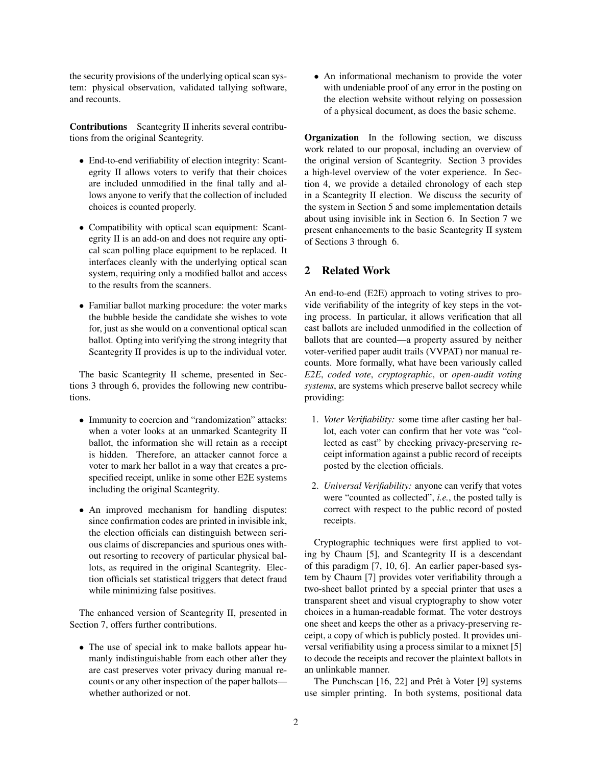the security provisions of the underlying optical scan system: physical observation, validated tallying software, and recounts.

**Contributions** Scantegrity II inherits several contributions from the original Scantegrity.

- End-to-end verifiability of election integrity: Scantegrity II allows voters to verify that their choices are included unmodified in the final tally and allows anyone to verify that the collection of included choices is counted properly.
- Compatibility with optical scan equipment: Scantegrity II is an add-on and does not require any optical scan polling place equipment to be replaced. It interfaces cleanly with the underlying optical scan system, requiring only a modified ballot and access to the results from the scanners.
- Familiar ballot marking procedure: the voter marks the bubble beside the candidate she wishes to vote for, just as she would on a conventional optical scan ballot. Opting into verifying the strong integrity that Scantegrity II provides is up to the individual voter.

The basic Scantegrity II scheme, presented in Sections 3 through 6, provides the following new contributions.

- Immunity to coercion and "randomization" attacks: when a voter looks at an unmarked Scantegrity II ballot, the information she will retain as a receipt is hidden. Therefore, an attacker cannot force a voter to mark her ballot in a way that creates a prespecified receipt, unlike in some other E2E systems including the original Scantegrity.
- An improved mechanism for handling disputes: since confirmation codes are printed in invisible ink, the election officials can distinguish between serious claims of discrepancies and spurious ones without resorting to recovery of particular physical ballots, as required in the original Scantegrity. Election officials set statistical triggers that detect fraud while minimizing false positives.

The enhanced version of Scantegrity II, presented in Section 7, offers further contributions.

- The use of special ink to make ballots appear humanly indistinguishable from each other after they are cast preserves voter privacy during manual recounts or any other inspection of the paper ballots—whether authorized or not.
- An informational mechanism to provide the voter with undeniable proof of any error in the posting on the election website without relying on possession of a physical document, as does the basic scheme.

**Organization** In the following section, we discuss work related to our proposal, including an overview of the original version of Scantegrity. Section 3 provides a high-level overview of the voter experience. In Section 4, we provide a detailed chronology of each step in a Scantegrity II election. We discuss the security of the system in Section 5 and some implementation details about using invisible ink in Section 6. In Section 7 we present enhancements to the basic Scantegrity II system of Sections 3 through 6.

## 2 Related Work

An end-to-end (E2E) approach to voting strives to provide verifiability of the integrity of key steps in the voting process. In particular, it allows verification that all cast ballots are included unmodified in the collection of ballots that are counted—a property assured by neither voter-verified paper audit trails (VVPAT) nor manual recounts. More formally, what have been variously called *E2E*, *coded vote*, *cryptographic*, or *open-audit voting systems*, are systems which preserve ballot secrecy while providing:

1. *Voter Verifiability:* some time after casting her ballot, each voter can confirm that her vote was "collected as cast" by checking privacy-preserving receipt information against a public record of receipts posted by the election officials.
2. *Universal Verifiability:* anyone can verify that votes were "counted as collected", *i.e.*, the posted tally is correct with respect to the public record of posted receipts.

Cryptographic techniques were first applied to voting by Chaum [5], and Scantegrity II is a descendant of this paradigm [7, 10, 6]. An earlier paper-based system by Chaum [7] provides voter verifiability through a two-sheet ballot printed by a special printer that uses a transparent sheet and visual cryptography to show voter choices in a human-readable format. The voter destroys one sheet and keeps the other as a privacy-preserving receipt, a copy of which is publicly posted. It provides universal verifiability using a process similar to a mixnet [5] to decode the receipts and recover the plaintext ballots in an unlinkable manner.

The Punchscan [16, 22] and Prêt à Voter [9] systems use simpler printing. In both systems, positional data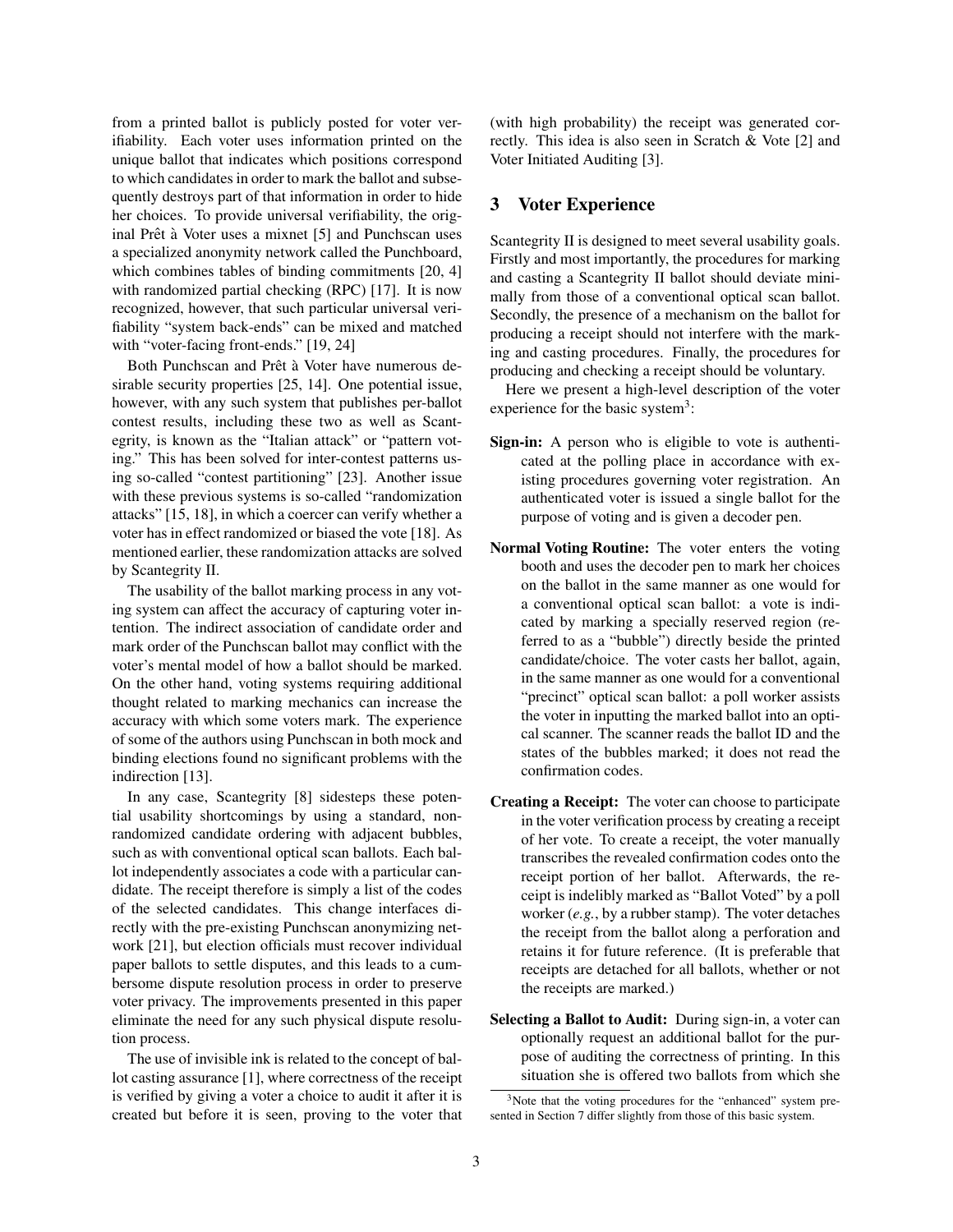from a printed ballot is publicly posted for voter verifiability. Each voter uses information printed on the unique ballot that indicates which positions correspond to which candidates in order to mark the ballot and subsequently destroys part of that information in order to hide her choices. To provide universal verifiability, the original Prêt à Voter uses a mixnet [5] and Punchscan uses a specialized anonymity network called the Punchboard, which combines tables of binding commitments [20, 4] with randomized partial checking (RPC) [17]. It is now recognized, however, that such particular universal verifiability "system back-ends" can be mixed and matched with "voter-facing front-ends." [19, 24]

Both Punchscan and Prêt à Voter have numerous desirable security properties [25, 14]. One potential issue, however, with any such system that publishes per-ballot contest results, including these two as well as Scantegrity, is known as the "Italian attack" or "pattern voting." This has been solved for inter-contest patterns using so-called "contest partitioning" [23]. Another issue with these previous systems is so-called "randomization attacks" [15, 18], in which a coercer can verify whether a voter has in effect randomized or biased the vote [18]. As mentioned earlier, these randomization attacks are solved by Scantegrity II.

The usability of the ballot marking process in any voting system can affect the accuracy of capturing voter intention. The indirect association of candidate order and mark order of the Punchscan ballot may conflict with the voter's mental model of how a ballot should be marked. On the other hand, voting systems requiring additional thought related to marking mechanics can increase the accuracy with which some voters mark. The experience of some of the authors using Punchscan in both mock and binding elections found no significant problems with the indirection [13].

In any case, Scantegrity [8] sidesteps these potential usability shortcomings by using a standard, non-randomized candidate ordering with adjacent bubbles, such as with conventional optical scan ballots. Each ballot independently associates a code with a particular candidate. The receipt therefore is simply a list of the codes of the selected candidates. This change interfaces directly with the pre-existing Punchscan anonymizing network [21], but election officials must recover individual paper ballots to settle disputes, and this leads to a cumbersome dispute resolution process in order to preserve voter privacy. The improvements presented in this paper eliminate the need for any such physical dispute resolution process.

The use of invisible ink is related to the concept of ballot casting assurance [1], where correctness of the receipt is verified by giving a voter a choice to audit it after it is created but before it is seen, proving to the voter that (with high probability) the receipt was generated correctly. This idea is also seen in Scratch & Vote [2] and Voter Initiated Auditing [3].

## 3 Voter Experience

Scantegrity II is designed to meet several usability goals. Firstly and most importantly, the procedures for marking and casting a Scantegrity II ballot should deviate minimally from those of a conventional optical scan ballot. Secondly, the presence of a mechanism on the ballot for producing a receipt should not interfere with the marking and casting procedures. Finally, the procedures for producing and checking a receipt should be voluntary.

Here we present a high-level description of the voter experience for the basic system[3]:

**Sign-in:** A person who is eligible to vote is authenticated at the polling place in accordance with existing procedures governing voter registration. An authenticated voter is issued a single ballot for the purpose of voting and is given a decoder pen.

**Normal Voting Routine:** The voter enters the voting booth and uses the decoder pen to mark her choices on the ballot in the same manner as one would for a conventional optical scan ballot: a vote is indicated by marking a specially reserved region (referred to as a "bubble") directly beside the printed candidate/choice. The voter casts her ballot, again, in the same manner as one would for a conventional "precinct" optical scan ballot: a poll worker assists the voter in inputting the marked ballot into an optical scanner. The scanner reads the ballot ID and the states of the bubbles marked; it does not read the confirmation codes.

**Creating a Receipt:** The voter can choose to participate in the voter verification process by creating a receipt of her vote. To create a receipt, the voter manually transcribes the revealed confirmation codes onto the receipt portion of her ballot. Afterwards, the receipt is indelibly marked as "Ballot Voted" by a poll worker (*e.g.*, by a rubber stamp). The voter detaches the receipt from the ballot along a perforation and retains it for future reference. (It is preferable that receipts are detached for all ballots, whether or not the receipts are marked.)

**Selecting a Ballot to Audit:** During sign-in, a voter can optionally request an additional ballot for the purpose of auditing the correctness of printing. In this situation she is offered two ballots from which she

[3] Note that the voting procedures for the "enhanced" system presented in Section 7 differ slightly from those of this basic system.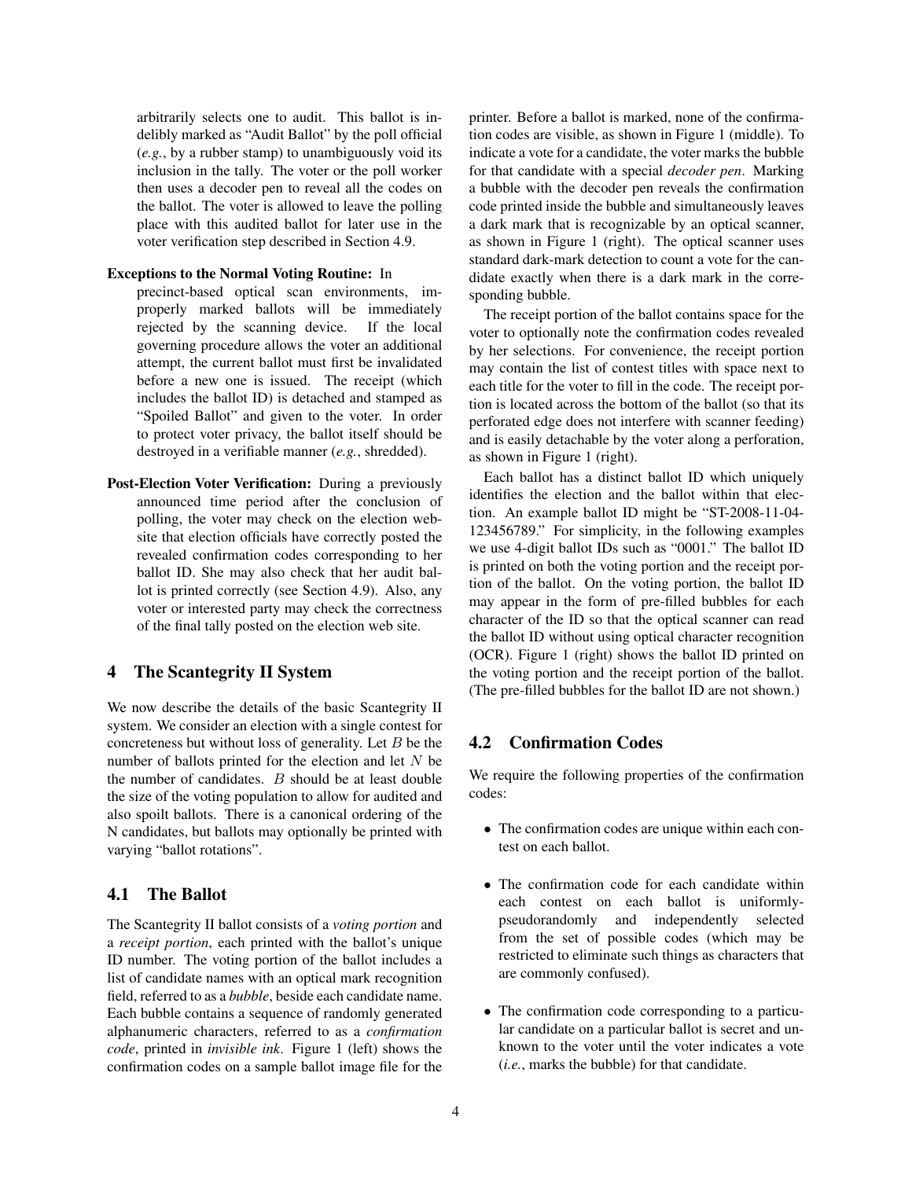arbitrarily selects one to audit. This ballot is indelibly marked as "Audit Ballot" by the poll official (*e.g.*, by a rubber stamp) to unambiguously void its inclusion in the tally. The voter or the poll worker then uses a decoder pen to reveal all the codes on the ballot. The voter is allowed to leave the polling place with this audited ballot for later use in the voter verification step described in Section 4.9.

**Exceptions to the Normal Voting Routine:** In precinct-based optical scan environments, improperly marked ballots will be immediately rejected by the scanning device. If the local governing procedure allows the voter an additional attempt, the current ballot must first be invalidated before a new one is issued. The receipt (which includes the ballot ID) is detached and stamped as "Spoiled Ballot" and given to the voter. In order to protect voter privacy, the ballot itself should be destroyed in a verifiable manner (*e.g.*, shredded).

**Post-Election Voter Verification:** During a previously announced time period after the conclusion of polling, the voter may check on the election website that election officials have correctly posted the revealed confirmation codes corresponding to her ballot ID. She may also check that her audit ballot is printed correctly (see Section 4.9). Also, any voter or interested party may check the correctness of the final tally posted on the election web site.

## 4 The Scantegrity II System

We now describe the details of the basic Scantegrity II system. We consider an election with a single contest for concreteness but without loss of generality. Let $B$ be the number of ballots printed for the election and let $N$ be the number of candidates. $B$ should be at least double the size of the voting population to allow for audited and also spoilt ballots. There is a canonical ordering of the N candidates, but ballots may optionally be printed with varying "ballot rotations".

### 4.1 The Ballot

The Scantegrity II ballot consists of a *voting portion* and a *receipt portion*, each printed with the ballot's unique ID number. The voting portion of the ballot includes a list of candidate names with an optical mark recognition field, referred to as a *bubble*, beside each candidate name. Each bubble contains a sequence of randomly generated alphanumeric characters, referred to as a *confirmation code*, printed in *invisible ink*. Figure 1 (left) shows the confirmation codes on a sample ballot image file for the printer. Before a ballot is marked, none of the confirmation codes are visible, as shown in Figure 1 (middle). To indicate a vote for a candidate, the voter marks the bubble for that candidate with a special *decoder pen*. Marking a bubble with the decoder pen reveals the confirmation code printed inside the bubble and simultaneously leaves a dark mark that is recognizable by an optical scanner, as shown in Figure 1 (right). The optical scanner uses standard dark-mark detection to count a vote for the candidate exactly when there is a dark mark in the corresponding bubble.

The receipt portion of the ballot contains space for the voter to optionally note the confirmation codes revealed by her selections. For convenience, the receipt portion may contain the list of contest titles with space next to each title for the voter to fill in the code. The receipt portion is located across the bottom of the ballot (so that its perforated edge does not interfere with scanner feeding) and is easily detachable by the voter along a perforation, as shown in Figure 1 (right).

Each ballot has a distinct ballot ID which uniquely identifies the election and the ballot within that election. An example ballot ID might be "ST-2008-11-04-123456789." For simplicity, in the following examples we use 4-digit ballot IDs such as "0001." The ballot ID is printed on both the voting portion and the receipt portion of the ballot. On the voting portion, the ballot ID may appear in the form of pre-filled bubbles for each character of the ID so that the optical scanner can read the ballot ID without using optical character recognition (OCR). Figure 1 (right) shows the ballot ID printed on the voting portion and the receipt portion of the ballot. (The pre-filled bubbles for the ballot ID are not shown.)

### 4.2 Confirmation Codes

We require the following properties of the confirmation codes:

- The confirmation codes are unique within each contest on each ballot.
- The confirmation code for each candidate within each contest on each ballot is uniformly-pseudorandomly and independently selected from the set of possible codes (which may be restricted to eliminate such things as characters that are commonly confused).
- The confirmation code corresponding to a particular candidate on a particular ballot is secret and unknown to the voter until the voter indicates a vote (*i.e.*, marks the bubble) for that candidate.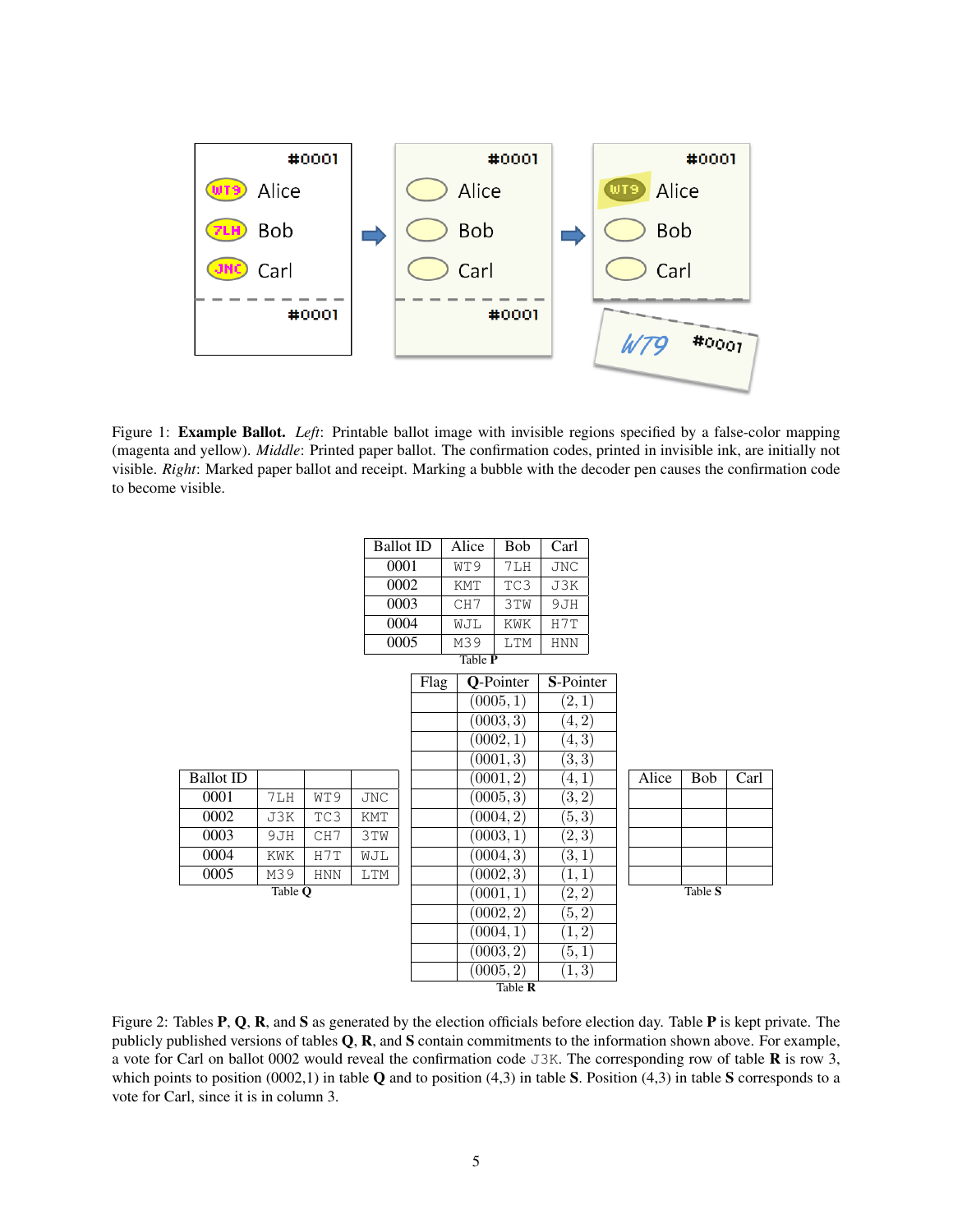Figure 1: **Example Ballot.** *Left*: Printable ballot image with invisible regions specified by a false-color mapping (magenta and yellow). *Middle*: Printed paper ballot. The confirmation codes, printed in invisible ink, are initially not visible. *Right*: Marked paper ballot and receipt. Marking a bubble with the decoder pen causes the confirmation code to become visible.

| Ballot ID | Alice | Bob | Carl |
|---|---|---|---|
| 0001 | WT9 | 7LH | JNC |
| 0002 | KMT | TC3 | J3K |
| 0003 | CH7 | 3TW | 9JH |
| 0004 | WJL | KWK | H7T |
| 0005 | M39 | LTM | HNN |

Table **P**

| Ballot ID | | | |
|---|---|---|---|
| 0001 | 7LH | WT9 | JNC |
| 0002 | J3K | TC3 | KMT |
| 0003 | 9JH | CH7 | 3TW |
| 0004 | KWK | H7T | WJL |
| 0005 | M39 | HNN | LTM |

Table **Q**

| Flag | **Q**-Pointer | **S**-Pointer |
|---|---|---|
| | (0005, 1) | (2, 1) |
| | (0003, 3) | (4, 2) |
| | (0002, 1) | (4, 3) |
| | (0001, 3) | (3, 3) |
| | (0001, 2) | (4, 1) |
| | (0005, 3) | (3, 2) |
| | (0004, 2) | (5, 3) |
| | (0003, 1) | (2, 3) |
| | (0004, 3) | (3, 1) |
| | (0002, 3) | (1, 1) |
| | (0001, 1) | (2, 2) |
| | (0002, 2) | (5, 2) |
| | (0004, 1) | (1, 2) |
| | (0003, 2) | (5, 1) |
| | (0005, 2) | (1, 3) |

Table **R**

| Alice | Bob | Carl |
|---|---|---|
| | | |
| | | |
| | | |
| | | |
| | | |

Table **S**

Figure 2: Tables **P**, **Q**, **R**, and **S** as generated by the election officials before election day. Table **P** is kept private. The publicly published versions of tables **Q**, **R**, and **S** contain commitments to the information shown above. For example, a vote for Carl on ballot 0002 would reveal the confirmation code J3K. The corresponding row of table **R** is row 3, which points to position (0002,1) in table **Q** and to position (4,3) in table **S**. Position (4,3) in table **S** corresponds to a vote for Carl, since it is in column 3.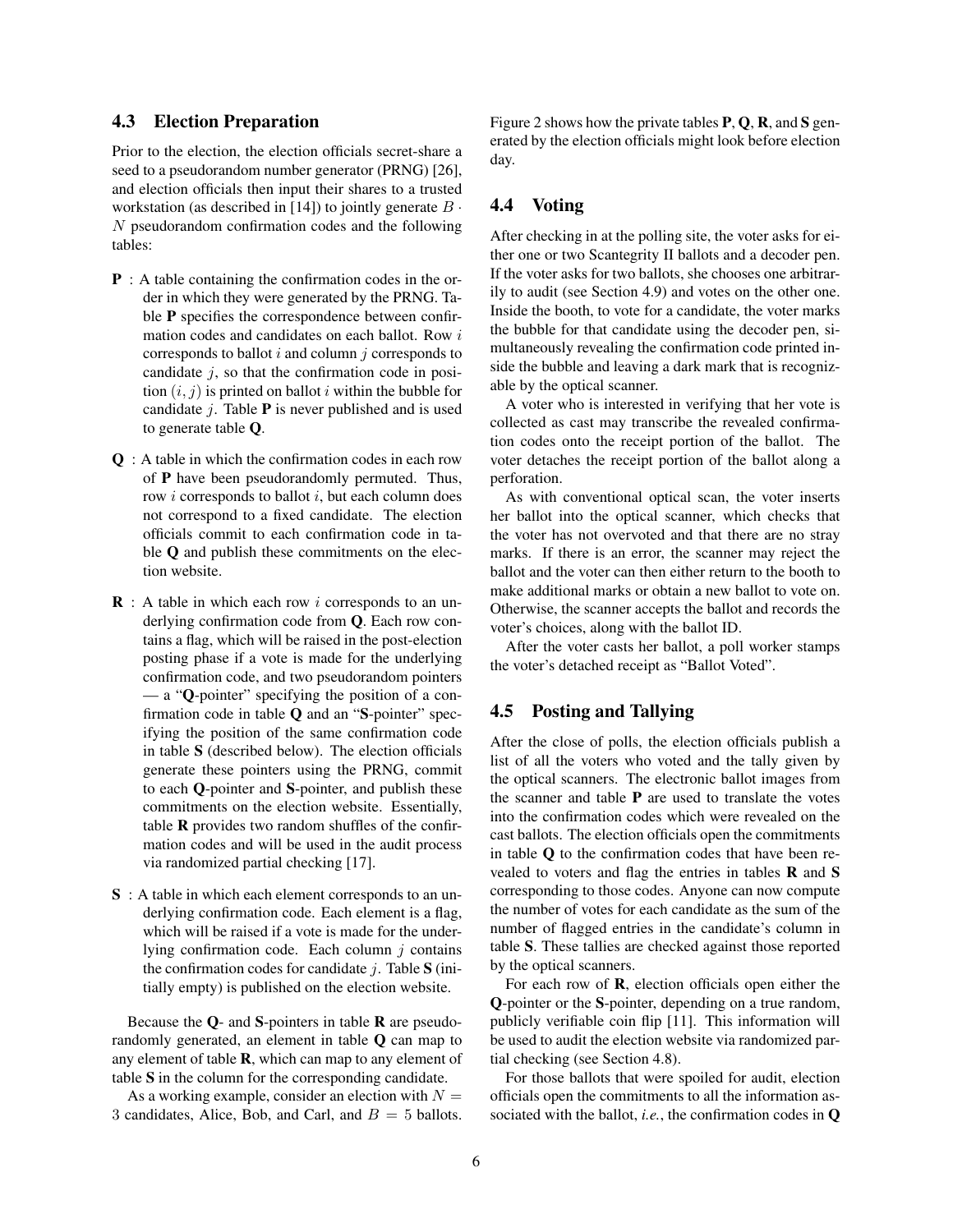### 4.3 Election Preparation

Prior to the election, the election officials secret-share a seed to a pseudorandom number generator (PRNG) [26], and election officials then input their shares to a trusted workstation (as described in [14]) to jointly generate $B \cdot N$ pseudorandom confirmation codes and the following tables:

- **P** : A table containing the confirmation codes in the order in which they were generated by the PRNG. Table **P** specifies the correspondence between confirmation codes and candidates on each ballot. Row $i$ corresponds to ballot $i$ and column $j$ corresponds to candidate $j$, so that the confirmation code in position $(i, j)$ is printed on ballot $i$ within the bubble for candidate $j$. Table **P** is never published and is used to generate table **Q**.
- **Q** : A table in which the confirmation codes in each row of **P** have been pseudorandomly permuted. Thus, row $i$ corresponds to ballot $i$, but each column does not correspond to a fixed candidate. The election officials commit to each confirmation code in table **Q** and publish these commitments on the election website.
- **R** : A table in which each row $i$ corresponds to an underlying confirmation code from **Q**. Each row contains a flag, which will be raised in the post-election posting phase if a vote is made for the underlying confirmation code, and two pseudorandom pointers — a "**Q**-pointer" specifying the position of a confirmation code in table **Q** and an "**S**-pointer" specifying the position of the same confirmation code in table **S** (described below). The election officials generate these pointers using the PRNG, commit to each **Q**-pointer and **S**-pointer, and publish these commitments on the election website. Essentially, table **R** provides two random shuffles of the confirmation codes and will be used in the audit process via randomized partial checking [17].
- **S** : A table in which each element corresponds to an underlying confirmation code. Each element is a flag, which will be raised if a vote is made for the underlying confirmation code. Each column $j$ contains the confirmation codes for candidate $j$. Table **S** (initially empty) is published on the election website.

Because the **Q**- and **S**-pointers in table **R** are pseudorandomly generated, an element in table **Q** can map to any element of table **R**, which can map to any element of table **S** in the column for the corresponding candidate.

As a working example, consider an election with $N = 3$ candidates, Alice, Bob, and Carl, and $B = 5$ ballots. Figure 2 shows how the private tables **P**, **Q**, **R**, and **S** generated by the election officials might look before election day.

### 4.4 Voting

After checking in at the polling site, the voter asks for either one or two Scantegrity II ballots and a decoder pen. If the voter asks for two ballots, she chooses one arbitrarily to audit (see Section 4.9) and votes on the other one. Inside the booth, to vote for a candidate, the voter marks the bubble for that candidate using the decoder pen, simultaneously revealing the confirmation code printed inside the bubble and leaving a dark mark that is recognizable by the optical scanner.

A voter who is interested in verifying that her vote is collected as cast may transcribe the revealed confirmation codes onto the receipt portion of the ballot. The voter detaches the receipt portion of the ballot along a perforation.

As with conventional optical scan, the voter inserts her ballot into the optical scanner, which checks that the voter has not overvoted and that there are no stray marks. If there is an error, the scanner may reject the ballot and the voter can then either return to the booth to make additional marks or obtain a new ballot to vote on. Otherwise, the scanner accepts the ballot and records the voter's choices, along with the ballot ID.

After the voter casts her ballot, a poll worker stamps the voter's detached receipt as "Ballot Voted".

### 4.5 Posting and Tallying

After the close of polls, the election officials publish a list of all the voters who voted and the tally given by the optical scanners. The electronic ballot images from the scanner and table **P** are used to translate the votes into the confirmation codes which were revealed on the cast ballots. The election officials open the commitments in table **Q** to the confirmation codes that have been revealed to voters and flag the entries in tables **R** and **S** corresponding to those codes. Anyone can now compute the number of votes for each candidate as the sum of the number of flagged entries in the candidate's column in table **S**. These tallies are checked against those reported by the optical scanners.

For each row of **R**, election officials open either the **Q**-pointer or the **S**-pointer, depending on a true random, publicly verifiable coin flip [11]. This information will be used to audit the election website via randomized partial checking (see Section 4.8).

For those ballots that were spoiled for audit, election officials open the commitments to all the information associated with the ballot, *i.e.*, the confirmation codes in **Q**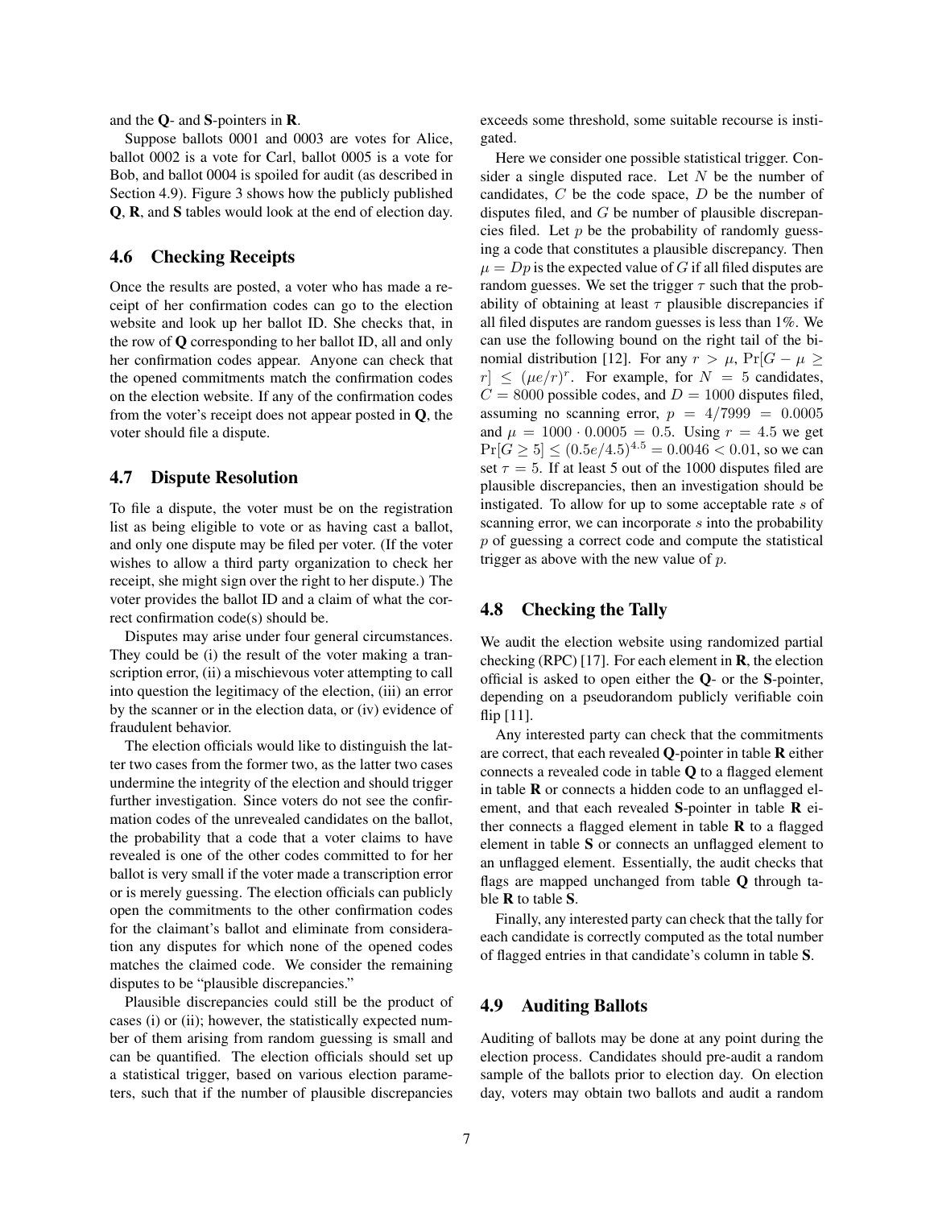and the **Q**- and **S**-pointers in **R**.

Suppose ballots 0001 and 0003 are votes for Alice, ballot 0002 is a vote for Carl, ballot 0005 is a vote for Bob, and ballot 0004 is spoiled for audit (as described in Section 4.9). Figure 3 shows how the publicly published **Q**, **R**, and **S** tables would look at the end of election day.

### 4.6 Checking Receipts

Once the results are posted, a voter who has made a receipt of her confirmation codes can go to the election website and look up her ballot ID. She checks that, in the row of **Q** corresponding to her ballot ID, all and only her confirmation codes appear. Anyone can check that the opened commitments match the confirmation codes on the election website. If any of the confirmation codes from the voter's receipt does not appear posted in **Q**, the voter should file a dispute.

### 4.7 Dispute Resolution

To file a dispute, the voter must be on the registration list as being eligible to vote or as having cast a ballot, and only one dispute may be filed per voter. (If the voter wishes to allow a third party organization to check her receipt, she might sign over the right to her dispute.) The voter provides the ballot ID and a claim of what the correct confirmation code(s) should be.

Disputes may arise under four general circumstances. They could be (i) the result of the voter making a transcription error, (ii) a mischievous voter attempting to call into question the legitimacy of the election, (iii) an error by the scanner or in the election data, or (iv) evidence of fraudulent behavior.

The election officials would like to distinguish the latter two cases from the former two, as the latter two cases undermine the integrity of the election and should trigger further investigation. Since voters do not see the confirmation codes of the unrevealed candidates on the ballot, the probability that a code that a voter claims to have revealed is one of the other codes committed to for her ballot is very small if the voter made a transcription error or is merely guessing. The election officials can publicly open the commitments to the other confirmation codes for the claimant's ballot and eliminate from consideration any disputes for which none of the opened codes matches the claimed code. We consider the remaining disputes to be "plausible discrepancies."

Plausible discrepancies could still be the product of cases (i) or (ii); however, the statistically expected number of them arising from random guessing is small and can be quantified. The election officials should set up a statistical trigger, based on various election parameters, such that if the number of plausible discrepancies exceeds some threshold, some suitable recourse is instigated.

Here we consider one possible statistical trigger. Consider a single disputed race. Let $N$ be the number of candidates, $C$ be the code space, $D$ be the number of disputes filed, and $G$ be number of plausible discrepancies filed. Let $p$ be the probability of randomly guessing a code that constitutes a plausible discrepancy. Then $\mu = Dp$ is the expected value of $G$ if all filed disputes are random guesses. We set the trigger $\tau$ such that the probability of obtaining at least $\tau$ plausible discrepancies if all filed disputes are random guesses is less than 1%. We can use the following bound on the right tail of the binomial distribution [12]. For any $r > \mu$, $\Pr[G - \mu \geq r] \leq (\mu e/r)^r$. For example, for $N = 5$ candidates, $C = 8000$ possible codes, and $D = 1000$ disputes filed, assuming no scanning error, $p = 4/7999 = 0.0005$ and $\mu = 1000 \cdot 0.0005 = 0.5$. Using $r = 4.5$ we get $\Pr[G \geq 5] \leq (0.5e/4.5)^{4.5} = 0.0046 < 0.01$, so we can set $\tau = 5$. If at least 5 out of the 1000 disputes filed are plausible discrepancies, then an investigation should be instigated. To allow for up to some acceptable rate $s$ of scanning error, we can incorporate $s$ into the probability $p$ of guessing a correct code and compute the statistical trigger as above with the new value of $p$.

### 4.8 Checking the Tally

We audit the election website using randomized partial checking (RPC) [17]. For each element in **R**, the election official is asked to open either the **Q**- or the **S**-pointer, depending on a pseudorandom publicly verifiable coin flip [11].

Any interested party can check that the commitments are correct, that each revealed **Q**-pointer in table **R** either connects a revealed code in table **Q** to a flagged element in table **R** or connects a hidden code to an unflagged element, and that each revealed **S**-pointer in table **R** either connects a flagged element in table **R** to a flagged element in table **S** or connects an unflagged element to an unflagged element. Essentially, the audit checks that flags are mapped unchanged from table **Q** through table **R** to table **S**.

Finally, any interested party can check that the tally for each candidate is correctly computed as the total number of flagged entries in that candidate's column in table **S**.

### 4.9 Auditing Ballots

Auditing of ballots may be done at any point during the election process. Candidates should pre-audit a random sample of the ballots prior to election day. On election day, voters may obtain two ballots and audit a random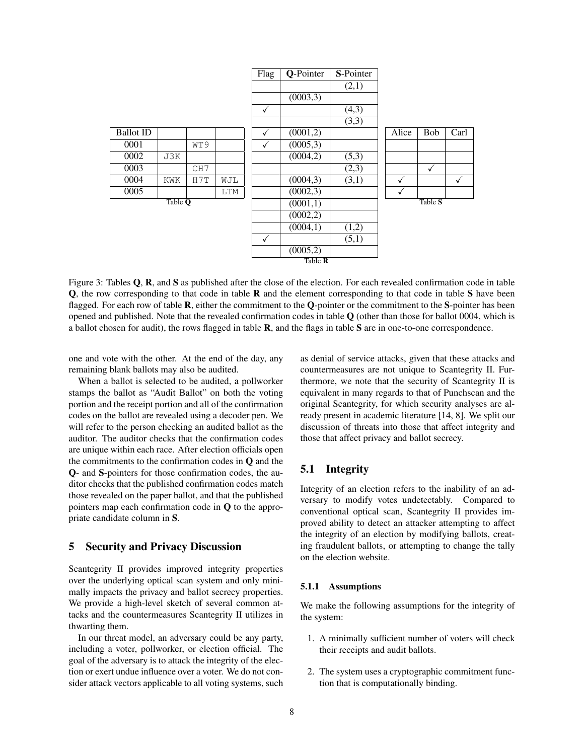| Ballot ID | | | |
|---|---|---|---|
| 0001 | | WT9 | |
| 0002 | J3K | | |
| 0003 | | CH7 | |
| 0004 | KWK | H7T | WJL |
| 0005 | | | LTM |

Table **Q**

| Flag | **Q**-Pointer | **S**-Pointer |
|---|---|---|
| | | (2,1) |
| | (0003,3) | |
| ✓ | | (4,3) |
| | | (3,3) |
| ✓ | (0001,2) | |
| ✓ | (0005,3) | |
| | (0004,2) | (5,3) |
| | | (2,3) |
| | (0004,3) | (3,1) |
| | (0002,3) | |
| | (0001,1) | |
| | (0002,2) | |
| | (0004,1) | (1,2) |
| ✓ | | (5,1) |
| | (0005,2) | |

Table **R**

| Alice | Bob | Carl |
|---|---|---|
| | | |
| | | |
| | ✓ | |
| ✓ | | ✓ |
| ✓ | | |

Table **S**

Figure 3: Tables **Q**, **R**, and **S** as published after the close of the election. For each revealed confirmation code in table **Q**, the row corresponding to that code in table **R** and the element corresponding to that code in table **S** have been flagged. For each row of table **R**, either the commitment to the **Q**-pointer or the commitment to the **S**-pointer has been opened and published. Note that the revealed confirmation codes in table **Q** (other than those for ballot 0004, which is a ballot chosen for audit), the rows flagged in table **R**, and the flags in table **S** are in one-to-one correspondence.

one and vote with the other. At the end of the day, any remaining blank ballots may also be audited.

When a ballot is selected to be audited, a pollworker stamps the ballot as "Audit Ballot" on both the voting portion and the receipt portion and all of the confirmation codes on the ballot are revealed using a decoder pen. We will refer to the person checking an audited ballot as the auditor. The auditor checks that the confirmation codes are unique within each race. After election officials open the commitments to the confirmation codes in **Q** and the **Q**- and **S**-pointers for those confirmation codes, the auditor checks that the published confirmation codes match those revealed on the paper ballot, and that the published pointers map each confirmation code in **Q** to the appropriate candidate column in **S**.

## 5 Security and Privacy Discussion

Scantegrity II provides improved integrity properties over the underlying optical scan system and only minimally impacts the privacy and ballot secrecy properties. We provide a high-level sketch of several common attacks and the countermeasures Scantegrity II utilizes in thwarting them.

In our threat model, an adversary could be any party, including a voter, pollworker, or election official. The goal of the adversary is to attack the integrity of the election or exert undue influence over a voter. We do not consider attack vectors applicable to all voting systems, such as denial of service attacks, given that these attacks and countermeasures are not unique to Scantegrity II. Furthermore, we note that the security of Scantegrity II is equivalent in many regards to that of Punchscan and the original Scantegrity, for which security analyses are already present in academic literature [14, 8]. We split our discussion of threats into those that affect integrity and those that affect privacy and ballot secrecy.

### 5.1 Integrity

Integrity of an election refers to the inability of an adversary to modify votes undetectably. Compared to conventional optical scan, Scantegrity II provides improved ability to detect an attacker attempting to affect the integrity of an election by modifying ballots, creating fraudulent ballots, or attempting to change the tally on the election website.

#### 5.1.1 Assumptions

We make the following assumptions for the integrity of the system:

1. A minimally sufficient number of voters will check their receipts and audit ballots.
2. The system uses a cryptographic commitment function that is computationally binding.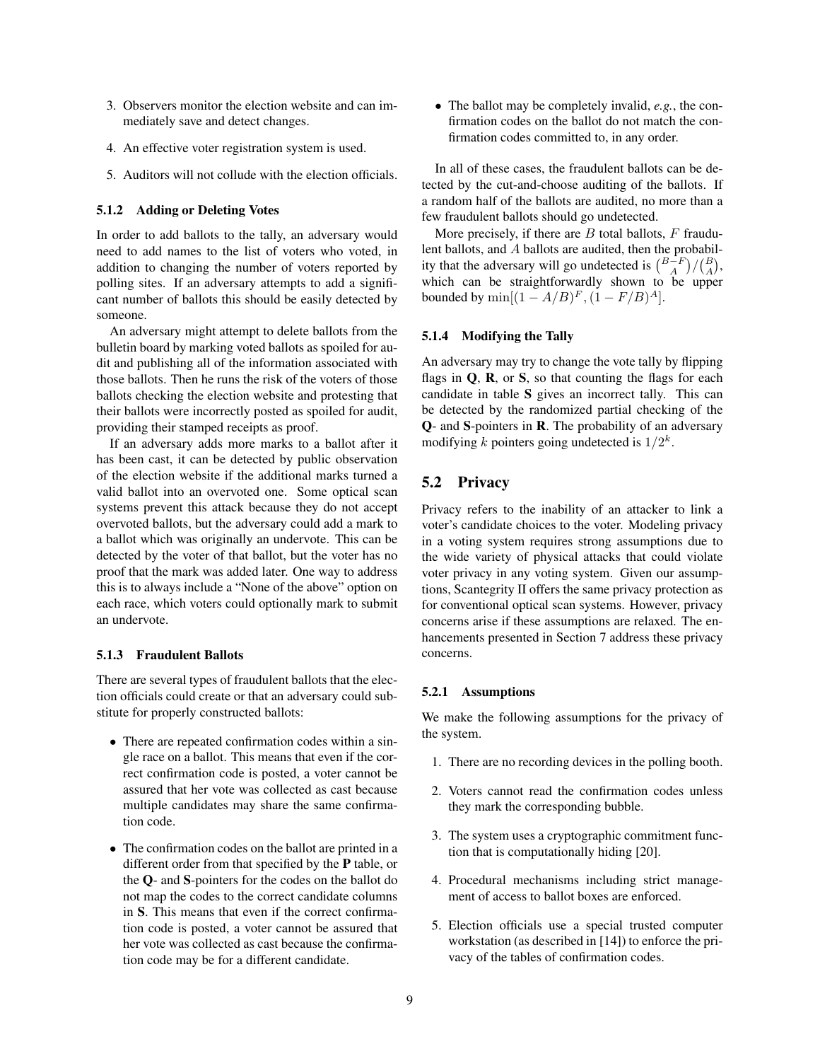3. Observers monitor the election website and can immediately save and detect changes.

4. An effective voter registration system is used.

5. Auditors will not collude with the election officials.

#### 5.1.2 Adding or Deleting Votes

In order to add ballots to the tally, an adversary would need to add names to the list of voters who voted, in addition to changing the number of voters reported by polling sites. If an adversary attempts to add a significant number of ballots this should be easily detected by someone.

An adversary might attempt to delete ballots from the bulletin board by marking voted ballots as spoiled for audit and publishing all of the information associated with those ballots. Then he runs the risk of the voters of those ballots checking the election website and protesting that their ballots were incorrectly posted as spoiled for audit, providing their stamped receipts as proof.

If an adversary adds more marks to a ballot after it has been cast, it can be detected by public observation of the election website if the additional marks turned a valid ballot into an overvoted one. Some optical scan systems prevent this attack because they do not accept overvoted ballots, but the adversary could add a mark to a ballot which was originally an undervote. This can be detected by the voter of that ballot, but the voter has no proof that the mark was added later. One way to address this is to always include a "None of the above" option on each race, which voters could optionally mark to submit an undervote.

#### 5.1.3 Fraudulent Ballots

There are several types of fraudulent ballots that the election officials could create or that an adversary could substitute for properly constructed ballots:

- There are repeated confirmation codes within a single race on a ballot. This means that even if the correct confirmation code is posted, a voter cannot be assured that her vote was collected as cast because multiple candidates may share the same confirmation code.
- The confirmation codes on the ballot are printed in a different order from that specified by the **P** table, or the **Q**- and **S**-pointers for the codes on the ballot do not map the codes to the correct candidate columns in **S**. This means that even if the correct confirmation code is posted, a voter cannot be assured that her vote was collected as cast because the confirmation code may be for a different candidate.
- The ballot may be completely invalid, *e.g.*, the confirmation codes on the ballot do not match the confirmation codes committed to, in any order.

In all of these cases, the fraudulent ballots can be detected by the cut-and-choose auditing of the ballots. If a random half of the ballots are audited, no more than a few fraudulent ballots should go undetected.

More precisely, if there are $B$ total ballots, $F$ fraudulent ballots, and $A$ ballots are audited, then the probability that the adversary will go undetected is $\binom{B-F}{A}/\binom{B}{A}$, which can be straightforwardly shown to be upper bounded by $\min[(1 - A/B)^F, (1 - F/B)^A]$.

#### 5.1.4 Modifying the Tally

An adversary may try to change the vote tally by flipping flags in **Q**, **R**, or **S**, so that counting the flags for each candidate in table **S** gives an incorrect tally. This can be detected by the randomized partial checking of the **Q**- and **S**-pointers in **R**. The probability of an adversary modifying $k$ pointers going undetected is $1/2^k$.

### 5.2 Privacy

Privacy refers to the inability of an attacker to link a voter's candidate choices to the voter. Modeling privacy in a voting system requires strong assumptions due to the wide variety of physical attacks that could violate voter privacy in any voting system. Given our assumptions, Scantegrity II offers the same privacy protection as for conventional optical scan systems. However, privacy concerns arise if these assumptions are relaxed. The enhancements presented in Section 7 address these privacy concerns.

#### 5.2.1 Assumptions

We make the following assumptions for the privacy of the system.

1. There are no recording devices in the polling booth.
2. Voters cannot read the confirmation codes unless they mark the corresponding bubble.
3. The system uses a cryptographic commitment function that is computationally hiding [20].
4. Procedural mechanisms including strict management of access to ballot boxes are enforced.
5. Election officials use a special trusted computer workstation (as described in [14]) to enforce the privacy of the tables of confirmation codes.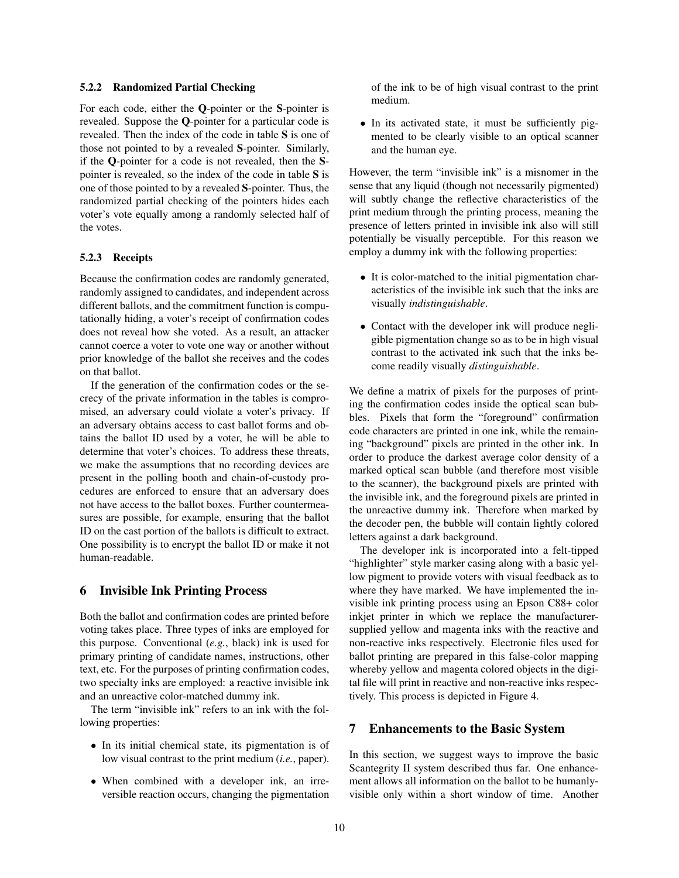#### 5.2.2 Randomized Partial Checking

For each code, either the **Q**-pointer or the **S**-pointer is revealed. Suppose the **Q**-pointer for a particular code is revealed. Then the index of the code in table **S** is one of those not pointed to by a revealed **S**-pointer. Similarly, if the **Q**-pointer for a code is not revealed, then the **S**-pointer is revealed, so the index of the code in table **S** is one of those pointed to by a revealed **S**-pointer. Thus, the randomized partial checking of the pointers hides each voter's vote equally among a randomly selected half of the votes.

#### 5.2.3 Receipts

Because the confirmation codes are randomly generated, randomly assigned to candidates, and independent across different ballots, and the commitment function is computationally hiding, a voter's receipt of confirmation codes does not reveal how she voted. As a result, an attacker cannot coerce a voter to vote one way or another without prior knowledge of the ballot she receives and the codes on that ballot.

If the generation of the confirmation codes or the secrecy of the private information in the tables is compromised, an adversary could violate a voter's privacy. If an adversary obtains access to cast ballot forms and obtains the ballot ID used by a voter, he will be able to determine that voter's choices. To address these threats, we make the assumptions that no recording devices are present in the polling booth and chain-of-custody procedures are enforced to ensure that an adversary does not have access to the ballot boxes. Further countermeasures are possible, for example, ensuring that the ballot ID on the cast portion of the ballots is difficult to extract. One possibility is to encrypt the ballot ID or make it not human-readable.

## 6 Invisible Ink Printing Process

Both the ballot and confirmation codes are printed before voting takes place. Three types of inks are employed for this purpose. Conventional (*e.g.*, black) ink is used for primary printing of candidate names, instructions, other text, etc. For the purposes of printing confirmation codes, two specialty inks are employed: a reactive invisible ink and an unreactive color-matched dummy ink.

The term "invisible ink" refers to an ink with the following properties:

- In its initial chemical state, its pigmentation is of low visual contrast to the print medium (*i.e.*, paper).
- When combined with a developer ink, an irreversible reaction occurs, changing the pigmentation of the ink to be of high visual contrast to the print medium.
- In its activated state, it must be sufficiently pigmented to be clearly visible to an optical scanner and the human eye.

However, the term "invisible ink" is a misnomer in the sense that any liquid (though not necessarily pigmented) will subtly change the reflective characteristics of the print medium through the printing process, meaning the presence of letters printed in invisible ink also will still potentially be visually perceptible. For this reason we employ a dummy ink with the following properties:

- It is color-matched to the initial pigmentation characteristics of the invisible ink such that the inks are visually *indistinguishable*.
- Contact with the developer ink will produce negligible pigmentation change so as to be in high visual contrast to the activated ink such that the inks become readily visually *distinguishable*.

We define a matrix of pixels for the purposes of printing the confirmation codes inside the optical scan bubbles. Pixels that form the "foreground" confirmation code characters are printed in one ink, while the remaining "background" pixels are printed in the other ink. In order to produce the darkest average color density of a marked optical scan bubble (and therefore most visible to the scanner), the background pixels are printed with the invisible ink, and the foreground pixels are printed in the unreactive dummy ink. Therefore when marked by the decoder pen, the bubble will contain lightly colored letters against a dark background.

The developer ink is incorporated into a felt-tipped "highlighter" style marker casing along with a basic yellow pigment to provide voters with visual feedback as to where they have marked. We have implemented the invisible ink printing process using an Epson C88+ color inkjet printer in which we replace the manufacturer-supplied yellow and magenta inks with the reactive and non-reactive inks respectively. Electronic files used for ballot printing are prepared in this false-color mapping whereby yellow and magenta colored objects in the digital file will print in reactive and non-reactive inks respectively. This process is depicted in Figure 4.

## 7 Enhancements to the Basic System

In this section, we suggest ways to improve the basic Scantegrity II system described thus far. One enhancement allows all information on the ballot to be humanly-visible only within a short window of time. Another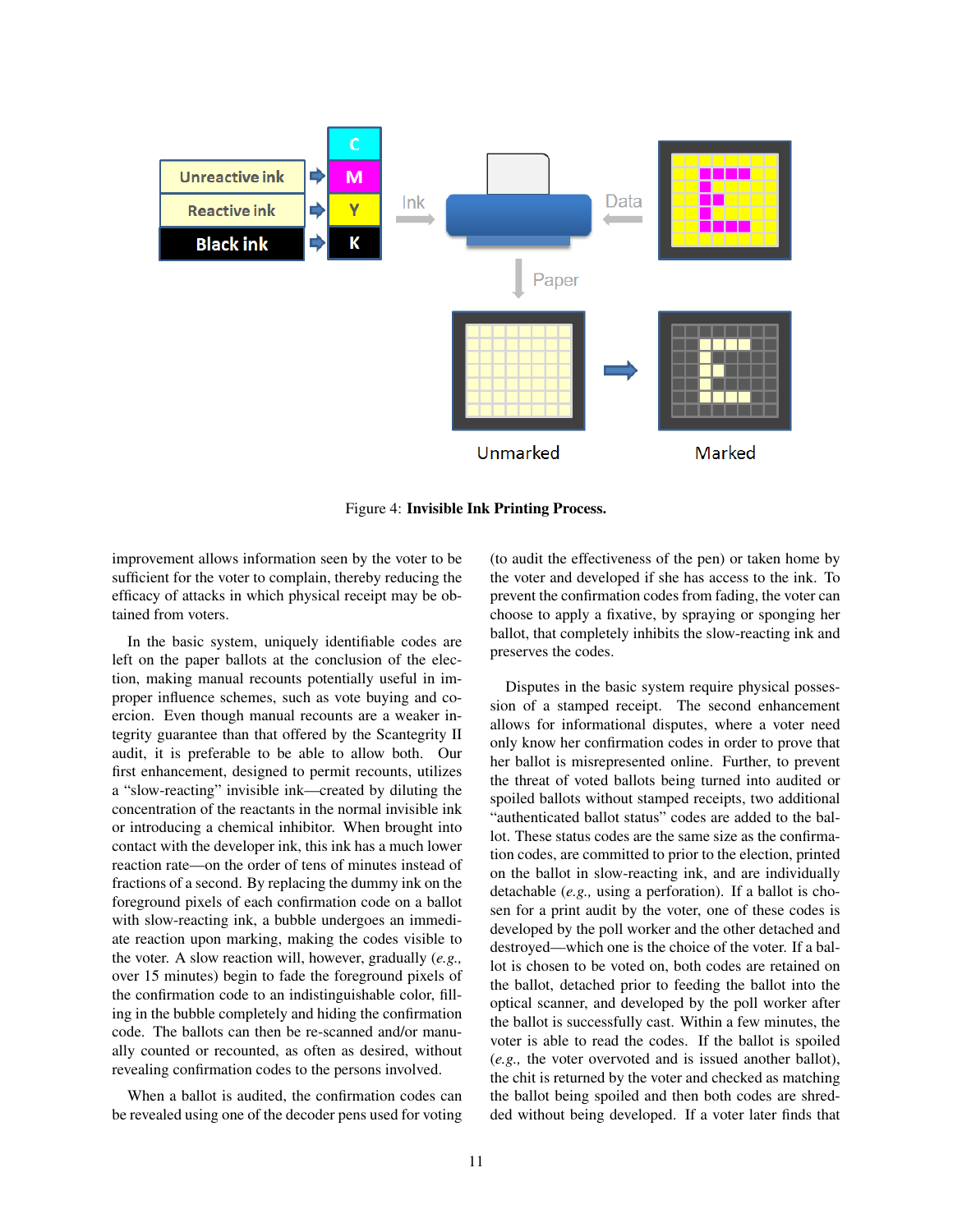Figure 4: **Invisible Ink Printing Process.**

improvement allows information seen by the voter to be sufficient for the voter to complain, thereby reducing the efficacy of attacks in which physical receipt may be obtained from voters.

In the basic system, uniquely identifiable codes are left on the paper ballots at the conclusion of the election, making manual recounts potentially useful in improper influence schemes, such as vote buying and coercion. Even though manual recounts are a weaker integrity guarantee than that offered by the Scantegrity II audit, it is preferable to be able to allow both. Our first enhancement, designed to permit recounts, utilizes a "slow-reacting" invisible ink—created by diluting the concentration of the reactants in the normal invisible ink or introducing a chemical inhibitor. When brought into contact with the developer ink, this ink has a much lower reaction rate—on the order of tens of minutes instead of fractions of a second. By replacing the dummy ink on the foreground pixels of each confirmation code on a ballot with slow-reacting ink, a bubble undergoes an immediate reaction upon marking, making the codes visible to the voter. A slow reaction will, however, gradually (*e.g.,* over 15 minutes) begin to fade the foreground pixels of the confirmation code to an indistinguishable color, filling in the bubble completely and hiding the confirmation code. The ballots can then be re-scanned and/or manually counted or recounted, as often as desired, without revealing confirmation codes to the persons involved.

When a ballot is audited, the confirmation codes can be revealed using one of the decoder pens used for voting (to audit the effectiveness of the pen) or taken home by the voter and developed if she has access to the ink. To prevent the confirmation codes from fading, the voter can choose to apply a fixative, by spraying or sponging her ballot, that completely inhibits the slow-reacting ink and preserves the codes.

Disputes in the basic system require physical possession of a stamped receipt. The second enhancement allows for informational disputes, where a voter need only know her confirmation codes in order to prove that her ballot is misrepresented online. Further, to prevent the threat of voted ballots being turned into audited or spoiled ballots without stamped receipts, two additional "authenticated ballot status" codes are added to the ballot. These status codes are the same size as the confirmation codes, are committed to prior to the election, printed on the ballot in slow-reacting ink, and are individually detachable (*e.g.,* using a perforation). If a ballot is chosen for a print audit by the voter, one of these codes is developed by the poll worker and the other detached and destroyed—which one is the choice of the voter. If a ballot is chosen to be voted on, both codes are retained on the ballot, detached prior to feeding the ballot into the optical scanner, and developed by the poll worker after the ballot is successfully cast. Within a few minutes, the voter is able to read the codes. If the ballot is spoiled (*e.g.,* the voter overvoted and is issued another ballot), the chit is returned by the voter and checked as matching the ballot being spoiled and then both codes are shredded without being developed. If a voter later finds that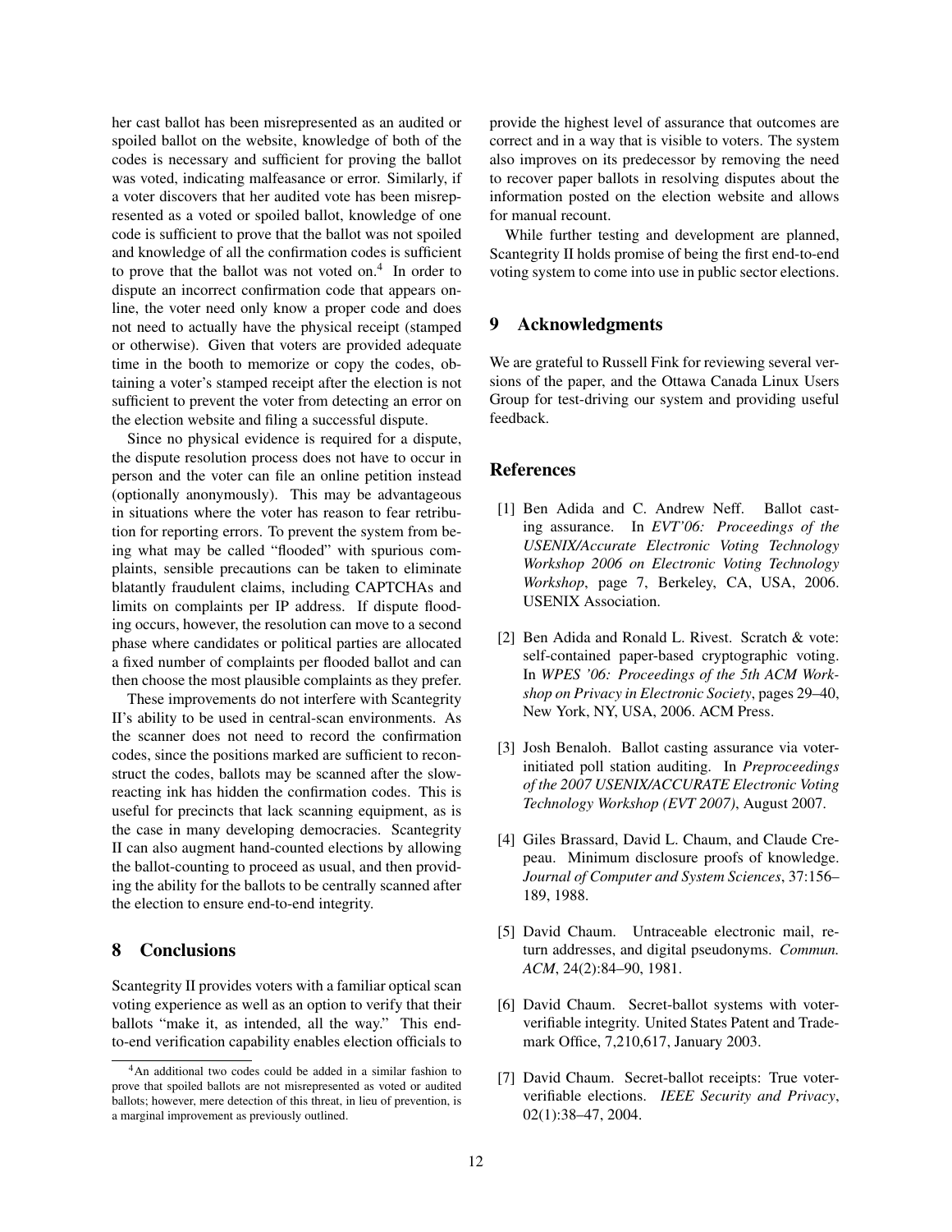her cast ballot has been misrepresented as an audited or spoiled ballot on the website, knowledge of both of the codes is necessary and sufficient for proving the ballot was voted, indicating malfeasance or error. Similarly, if a voter discovers that her audited vote has been misrepresented as a voted or spoiled ballot, knowledge of one code is sufficient to prove that the ballot was not spoiled and knowledge of all the confirmation codes is sufficient to prove that the ballot was not voted on.[4] In order to dispute an incorrect confirmation code that appears online, the voter need only know a proper code and does not need to actually have the physical receipt (stamped or otherwise). Given that voters are provided adequate time in the booth to memorize or copy the codes, obtaining a voter's stamped receipt after the election is not sufficient to prevent the voter from detecting an error on the election website and filing a successful dispute.

Since no physical evidence is required for a dispute, the dispute resolution process does not have to occur in person and the voter can file an online petition instead (optionally anonymously). This may be advantageous in situations where the voter has reason to fear retribution for reporting errors. To prevent the system from being what may be called "flooded" with spurious complaints, sensible precautions can be taken to eliminate blatantly fraudulent claims, including CAPTCHAs and limits on complaints per IP address. If dispute flooding occurs, however, the resolution can move to a second phase where candidates or political parties are allocated a fixed number of complaints per flooded ballot and can then choose the most plausible complaints as they prefer.

These improvements do not interfere with Scantegrity II's ability to be used in central-scan environments. As the scanner does not need to record the confirmation codes, since the positions marked are sufficient to reconstruct the codes, ballots may be scanned after the slow-reacting ink has hidden the confirmation codes. This is useful for precincts that lack scanning equipment, as is the case in many developing democracies. Scantegrity II can also augment hand-counted elections by allowing the ballot-counting to proceed as usual, and then providing the ability for the ballots to be centrally scanned after the election to ensure end-to-end integrity.

## 8 Conclusions

Scantegrity II provides voters with a familiar optical scan voting experience as well as an option to verify that their ballots "make it, as intended, all the way." This end-to-end verification capability enables election officials to provide the highest level of assurance that outcomes are correct and in a way that is visible to voters. The system also improves on its predecessor by removing the need to recover paper ballots in resolving disputes about the information posted on the election website and allows for manual recount.

While further testing and development are planned, Scantegrity II holds promise of being the first end-to-end voting system to come into use in public sector elections.

## 9 Acknowledgments

We are grateful to Russell Fink for reviewing several versions of the paper, and the Ottawa Canada Linux Users Group for test-driving our system and providing useful feedback.

## References

[1] Ben Adida and C. Andrew Neff. Ballot casting assurance. In *EVT'06: Proceedings of the USENIX/Accurate Electronic Voting Technology Workshop 2006 on Electronic Voting Technology Workshop*, page 7, Berkeley, CA, USA, 2006. USENIX Association.

[2] Ben Adida and Ronald L. Rivest. Scratch & vote: self-contained paper-based cryptographic voting. In *WPES '06: Proceedings of the 5th ACM Workshop on Privacy in Electronic Society*, pages 29–40, New York, NY, USA, 2006. ACM Press.

[3] Josh Benaloh. Ballot casting assurance via voter-initiated poll station auditing. In *Preproceedings of the 2007 USENIX/ACCURATE Electronic Voting Technology Workshop (EVT 2007)*, August 2007.

[4] Giles Brassard, David L. Chaum, and Claude Crepeau. Minimum disclosure proofs of knowledge. *Journal of Computer and System Sciences*, 37:156–189, 1988.

[5] David Chaum. Untraceable electronic mail, return addresses, and digital pseudonyms. *Commun. ACM*, 24(2):84–90, 1981.

[6] David Chaum. Secret-ballot systems with voter-verifiable integrity. United States Patent and Trademark Office, 7,210,617, January 2003.

[7] David Chaum. Secret-ballot receipts: True voter-verifiable elections. *IEEE Security and Privacy*, 02(1):38–47, 2004.

[4]An additional two codes could be added in a similar fashion to prove that spoiled ballots are not misrepresented as voted or audited ballots; however, mere detection of this threat, in lieu of prevention, is a marginal improvement as previously outlined.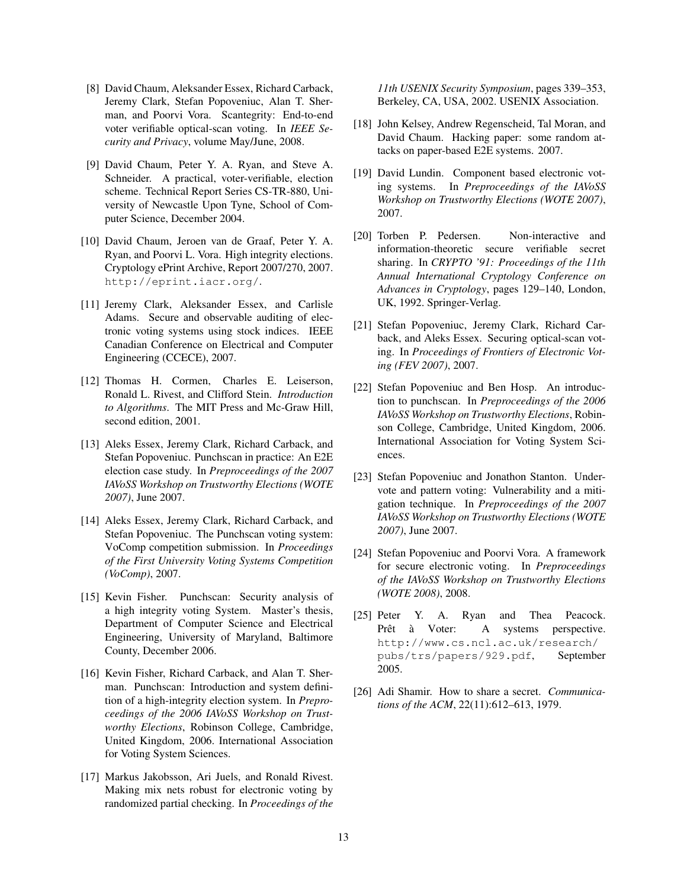[8] David Chaum, Aleksander Essex, Richard Carback, Jeremy Clark, Stefan Popoveniuc, Alan T. Sherman, and Poorvi Vora. Scantegrity: End-to-end voter verifiable optical-scan voting. In *IEEE Security and Privacy*, volume May/June, 2008.

[9] David Chaum, Peter Y. A. Ryan, and Steve A. Schneider. A practical, voter-verifiable, election scheme. Technical Report Series CS-TR-880, University of Newcastle Upon Tyne, School of Computer Science, December 2004.

[10] David Chaum, Jeroen van de Graaf, Peter Y. A. Ryan, and Poorvi L. Vora. High integrity elections. Cryptology ePrint Archive, Report 2007/270, 2007. http://eprint.iacr.org/.

[11] Jeremy Clark, Aleksander Essex, and Carlisle Adams. Secure and observable auditing of electronic voting systems using stock indices. IEEE Canadian Conference on Electrical and Computer Engineering (CCECE), 2007.

[12] Thomas H. Cormen, Charles E. Leiserson, Ronald L. Rivest, and Clifford Stein. *Introduction to Algorithms*. The MIT Press and Mc-Graw Hill, second edition, 2001.

[13] Aleks Essex, Jeremy Clark, Richard Carback, and Stefan Popoveniuc. Punchscan in practice: An E2E election case study. In *Preproceedings of the 2007 IAVoSS Workshop on Trustworthy Elections (WOTE 2007)*, June 2007.

[14] Aleks Essex, Jeremy Clark, Richard Carback, and Stefan Popoveniuc. The Punchscan voting system: VoComp competition submission. In *Proceedings of the First University Voting Systems Competition (VoComp)*, 2007.

[15] Kevin Fisher. Punchscan: Security analysis of a high integrity voting System. Master's thesis, Department of Computer Science and Electrical Engineering, University of Maryland, Baltimore County, December 2006.

[16] Kevin Fisher, Richard Carback, and Alan T. Sherman. Punchscan: Introduction and system definition of a high-integrity election system. In *Preproceedings of the 2006 IAVoSS Workshop on Trustworthy Elections*, Robinson College, Cambridge, United Kingdom, 2006. International Association for Voting System Sciences.

[17] Markus Jakobsson, Ari Juels, and Ronald Rivest. Making mix nets robust for electronic voting by randomized partial checking. In *Proceedings of the 11th USENIX Security Symposium*, pages 339–353, Berkeley, CA, USA, 2002. USENIX Association.

[18] John Kelsey, Andrew Regenscheid, Tal Moran, and David Chaum. Hacking paper: some random attacks on paper-based E2E systems. 2007.

[19] David Lundin. Component based electronic voting systems. In *Preproceedings of the IAVoSS Workshop on Trustworthy Elections (WOTE 2007)*, 2007.

[20] Torben P. Pedersen. Non-interactive and information-theoretic secure verifiable secret sharing. In *CRYPTO '91: Proceedings of the 11th Annual International Cryptology Conference on Advances in Cryptology*, pages 129–140, London, UK, 1992. Springer-Verlag.

[21] Stefan Popoveniuc, Jeremy Clark, Richard Carback, and Aleks Essex. Securing optical-scan voting. In *Proceedings of Frontiers of Electronic Voting (FEV 2007)*, 2007.

[22] Stefan Popoveniuc and Ben Hosp. An introduction to punchscan. In *Preproceedings of the 2006 IAVoSS Workshop on Trustworthy Elections*, Robinson College, Cambridge, United Kingdom, 2006. International Association for Voting System Sciences.

[23] Stefan Popoveniuc and Jonathon Stanton. Undervote and pattern voting: Vulnerability and a mitigation technique. In *Preproceedings of the 2007 IAVoSS Workshop on Trustworthy Elections (WOTE 2007)*, June 2007.

[24] Stefan Popoveniuc and Poorvi Vora. A framework for secure electronic voting. In *Preproceedings of the IAVoSS Workshop on Trustworthy Elections (WOTE 2008)*, 2008.

[25] Peter Y. A. Ryan and Thea Peacock. Prêt à Voter: A systems perspective. http://www.cs.ncl.ac.uk/research/pubs/trs/papers/929.pdf, September 2005.

[26] Adi Shamir. How to share a secret. *Communications of the ACM*, 22(11):612–613, 1979.